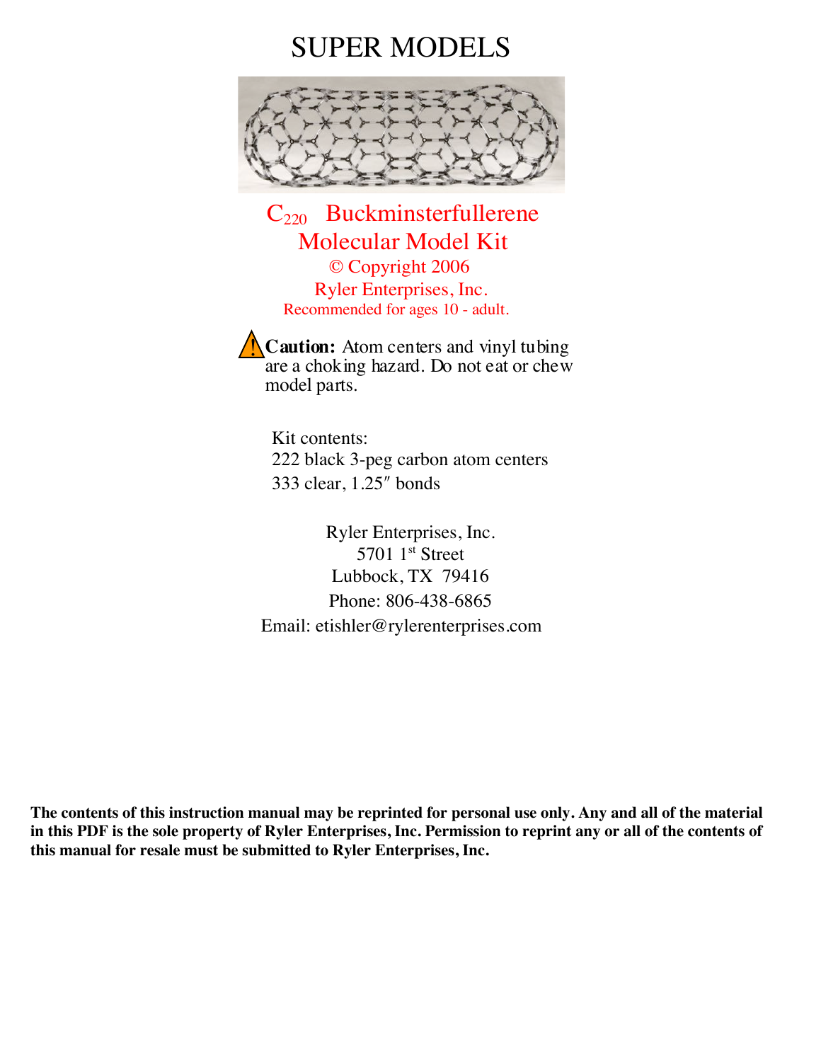# SUPER MODELS

## $C_{220}$ Buckminsterfullerene Molecular Model Kit

© Copyright 2006

Ryler Enterprises, Inc.

Recommended for ages 10 - adult.

**Caution:** Atom centers and vinyl tubing are a choking hazard. Do not eat or chew model parts.

Kit contents:
222 black 3-peg carbon atom centers
333 clear, 1.25″ bonds

Ryler Enterprises, Inc.
5701 1st Street
Lubbock, TX 79416
Phone: 806-438-6865
Email: etishler@rylerenterprises.com

**The contents of this instruction manual may be reprinted for personal use only. Any and all of the material in this PDF is the sole property of Ryler Enterprises, Inc. Permission to reprint any or all of the contents of this manual for resale must be submitted to Ryler Enterprises, Inc.**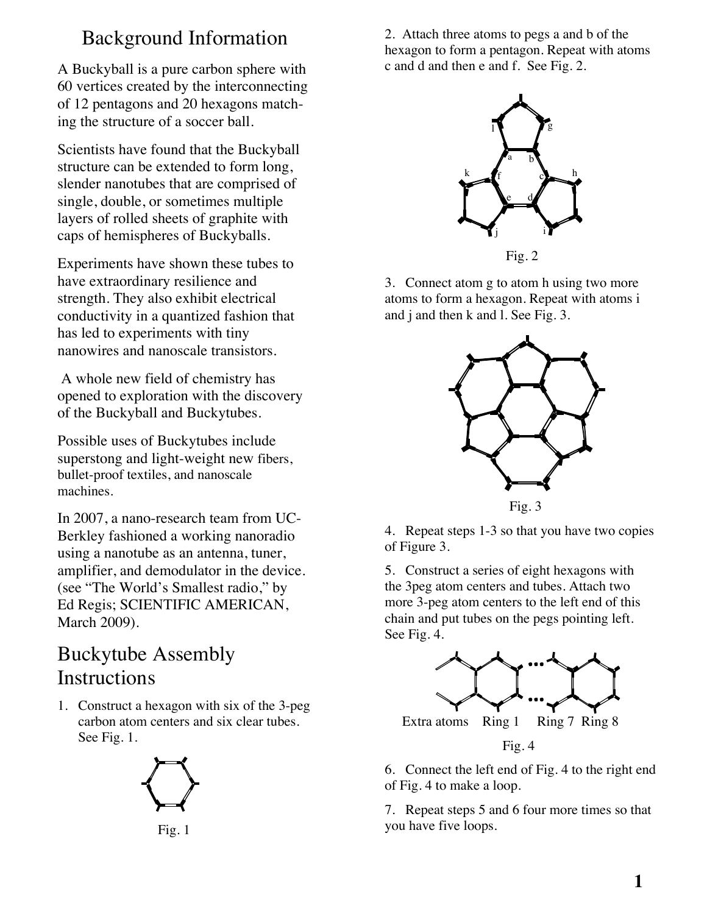# Background Information

A Buckyball is a pure carbon sphere with 60 vertices created by the interconnecting of 12 pentagons and 20 hexagons matching the structure of a soccer ball.

Scientists have found that the Buckyball structure can be extended to form long, slender nanotubes that are comprised of single, double, or sometimes multiple layers of rolled sheets of graphite with caps of hemispheres of Buckyballs.

Experiments have shown these tubes to have extraordinary resilience and strength. They also exhibit electrical conductivity in a quantized fashion that has led to experiments with tiny nanowires and nanoscale transistors.

A whole new field of chemistry has opened to exploration with the discovery of the Buckyball and Buckytubes.

Possible uses of Buckytubes include superstong and light-weight new fibers, bullet-proof textiles, and nanoscale machines.

In 2007, a nano-research team from UC-Berkley fashioned a working nanoradio using a nanotube as an antenna, tuner, amplifier, and demodulator in the device. (see "The World's Smallest radio," by Ed Regis; SCIENTIFIC AMERICAN, March 2009).

# Buckytube Assembly Instructions

1. Construct a hexagon with six of the 3-peg carbon atom centers and six clear tubes. See Fig. 1.

Fig. 1

2. Attach three atoms to pegs a and b of the hexagon to form a pentagon. Repeat with atoms c and d and then e and f. See Fig. 2.

Fig. 2

3. Connect atom g to atom h using two more atoms to form a hexagon. Repeat with atoms i and j and then k and l. See Fig. 3.

Fig. 3

4. Repeat steps 1-3 so that you have two copies of Figure 3.

5. Construct a series of eight hexagons with the 3peg atom centers and tubes. Attach two more 3-peg atom centers to the left end of this chain and put tubes on the pegs pointing left. See Fig. 4.

Extra atoms Ring 1 Ring 7 Ring 8

Fig. 4

6. Connect the left end of Fig. 4 to the right end of Fig. 4 to make a loop.

7. Repeat steps 5 and 6 four more times so that you have five loops.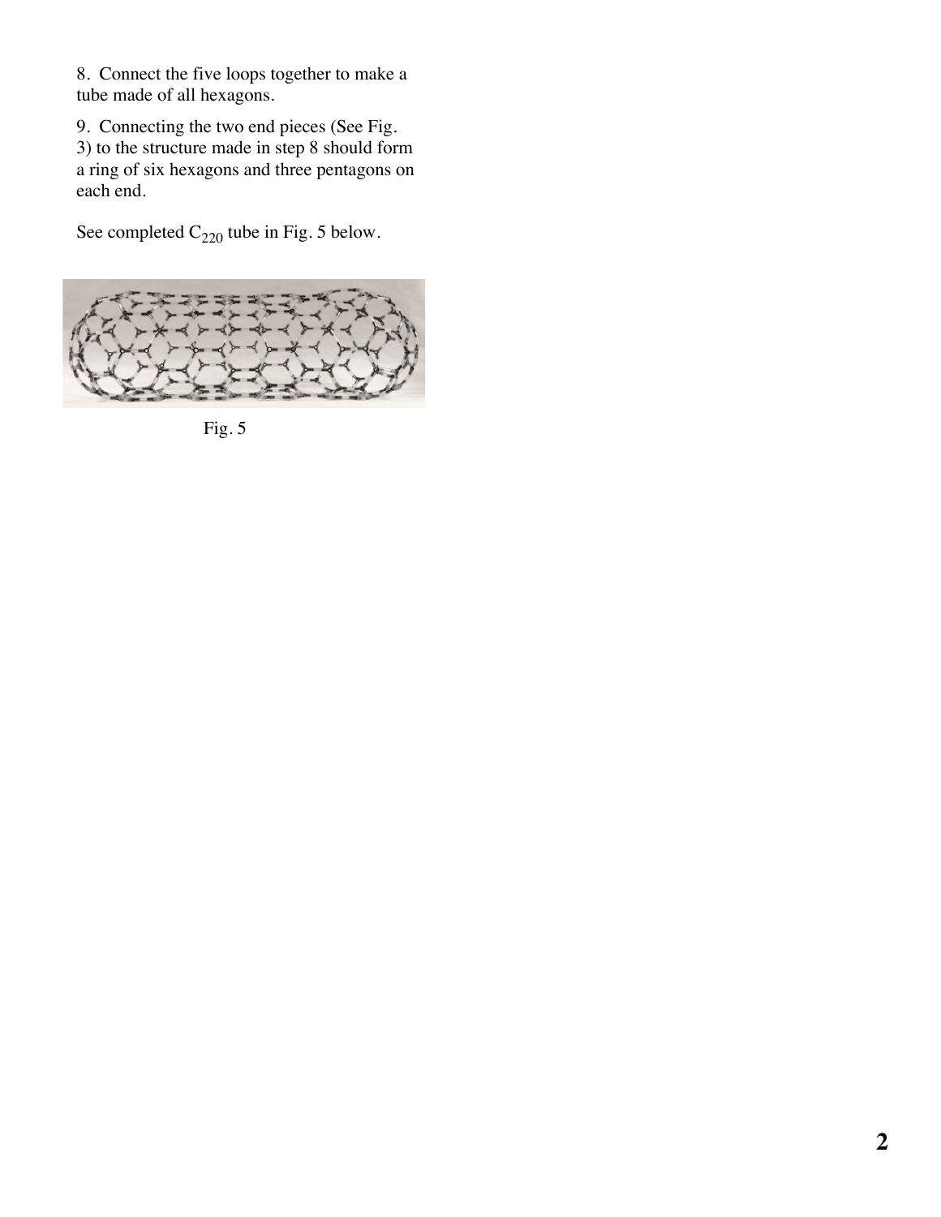8. Connect the five loops together to make a tube made of all hexagons.

9. Connecting the two end pieces (See Fig. 3) to the structure made in step 8 should form a ring of six hexagons and three pentagons on each end.

See completed $C_{220}$ tube in Fig. 5 below.

Fig. 5